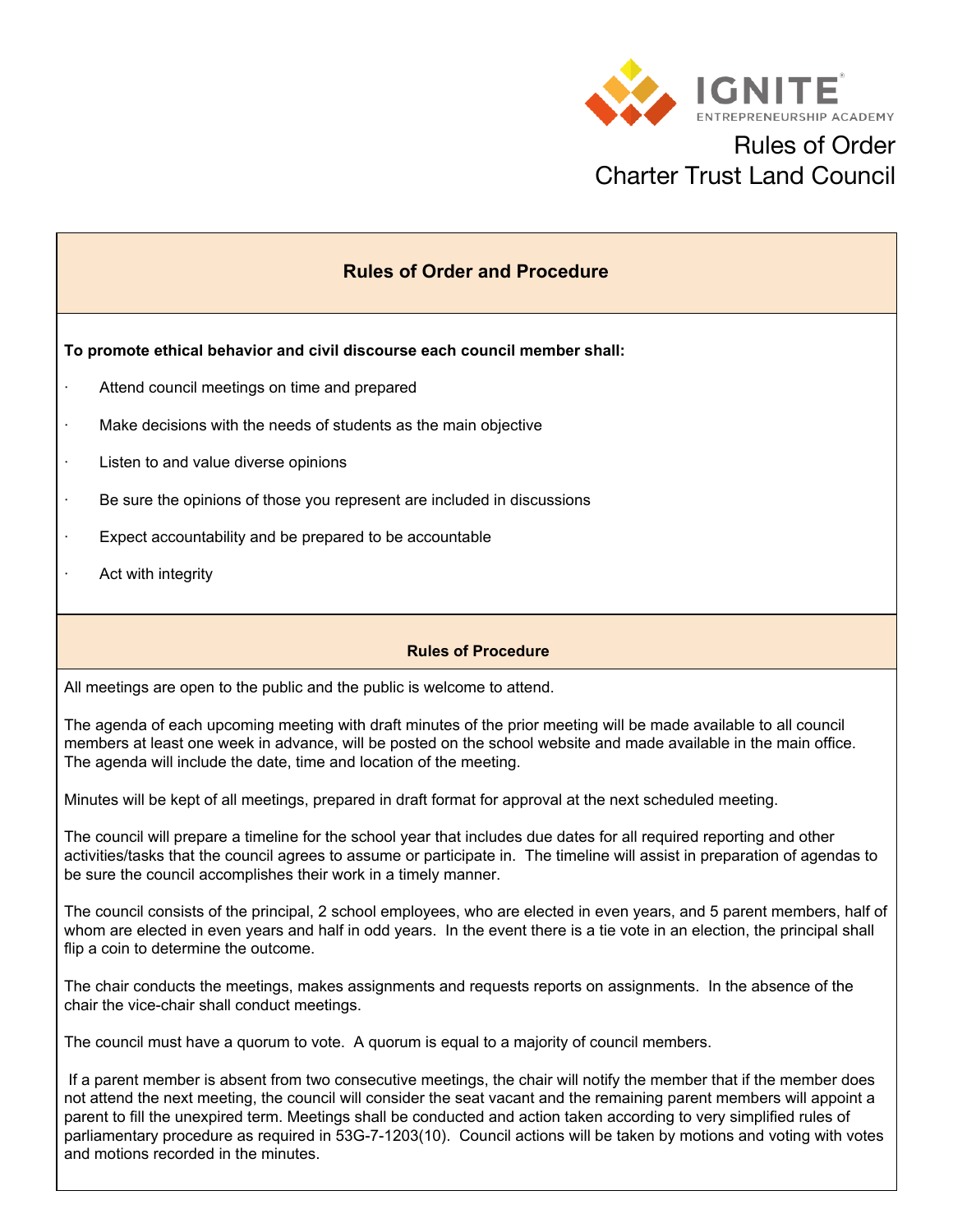IGNITE
ENTREPRENEURSHIP ACADEMY

# Rules of Order
# Charter Trust Land Council

## Rules of Order and Procedure

**To promote ethical behavior and civil discourse each council member shall:**

- Attend council meetings on time and prepared
- Make decisions with the needs of students as the main objective
- Listen to and value diverse opinions
- Be sure the opinions of those you represent are included in discussions
- Expect accountability and be prepared to be accountable
- Act with integrity

### Rules of Procedure

All meetings are open to the public and the public is welcome to attend.

The agenda of each upcoming meeting with draft minutes of the prior meeting will be made available to all council members at least one week in advance, will be posted on the school website and made available in the main office. The agenda will include the date, time and location of the meeting.

Minutes will be kept of all meetings, prepared in draft format for approval at the next scheduled meeting.

The council will prepare a timeline for the school year that includes due dates for all required reporting and other activities/tasks that the council agrees to assume or participate in. The timeline will assist in preparation of agendas to be sure the council accomplishes their work in a timely manner.

The council consists of the principal, 2 school employees, who are elected in even years, and 5 parent members, half of whom are elected in even years and half in odd years. In the event there is a tie vote in an election, the principal shall flip a coin to determine the outcome.

The chair conducts the meetings, makes assignments and requests reports on assignments. In the absence of the chair the vice-chair shall conduct meetings.

The council must have a quorum to vote. A quorum is equal to a majority of council members.

If a parent member is absent from two consecutive meetings, the chair will notify the member that if the member does not attend the next meeting, the council will consider the seat vacant and the remaining parent members will appoint a parent to fill the unexpired term. Meetings shall be conducted and action taken according to very simplified rules of parliamentary procedure as required in 53G-7-1203(10). Council actions will be taken by motions and voting with votes and motions recorded in the minutes.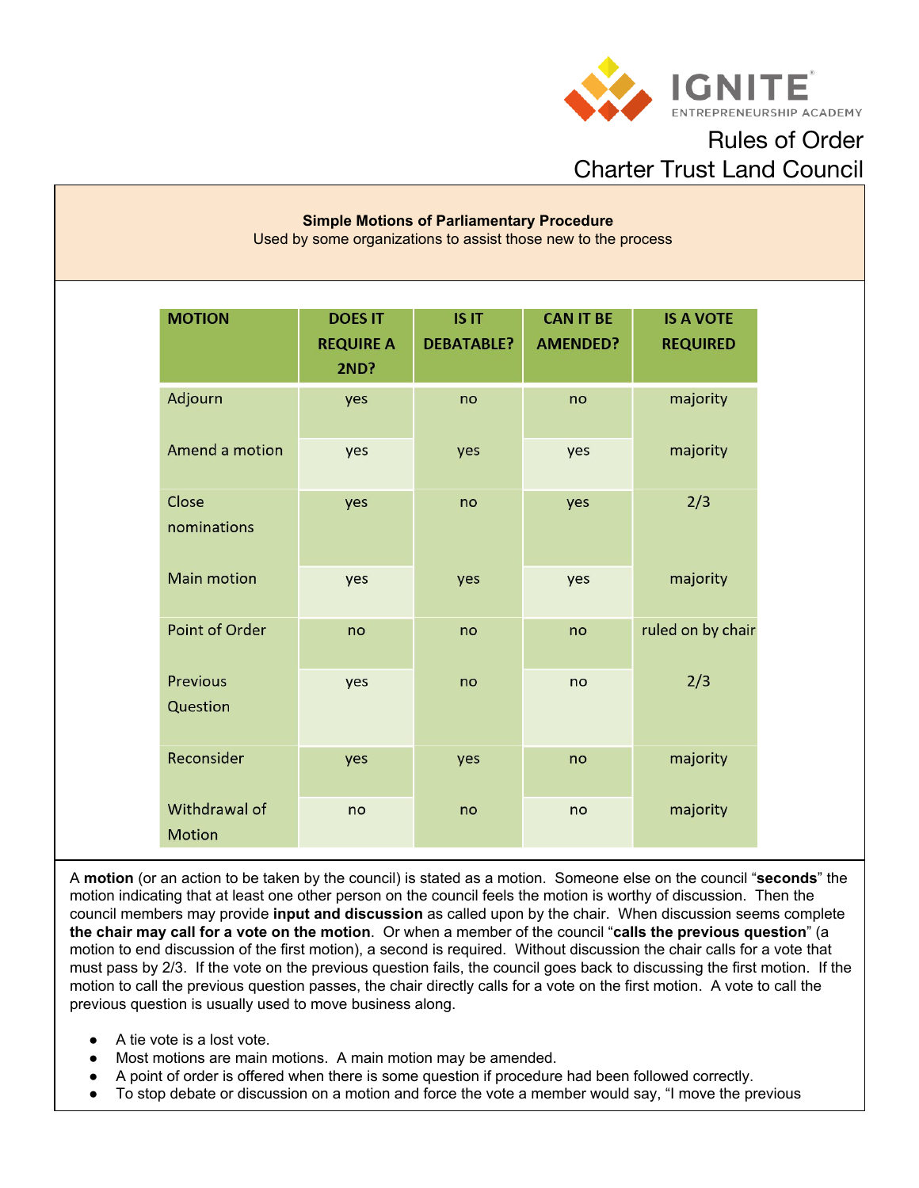IGNITE ENTREPRENEURSHIP ACADEMY

# Rules of Order
# Charter Trust Land Council

**Simple Motions of Parliamentary Procedure**
Used by some organizations to assist those new to the process

| MOTION | DOES IT REQUIRE A 2ND? | IS IT DEBATABLE? | CAN IT BE AMENDED? | IS A VOTE REQUIRED |
|---|---|---|---|---|
| Adjourn | yes | no | no | majority |
| Amend a motion | yes | yes | yes | majority |
| Close nominations | yes | no | yes | 2/3 |
| Main motion | yes | yes | yes | majority |
| Point of Order | no | no | no | ruled on by chair |
| Previous Question | yes | no | no | 2/3 |
| Reconsider | yes | yes | no | majority |
| Withdrawal of Motion | no | no | no | majority |

A **motion** (or an action to be taken by the council) is stated as a motion. Someone else on the council "**seconds**" the motion indicating that at least one other person on the council feels the motion is worthy of discussion. Then the council members may provide **input and discussion** as called upon by the chair. When discussion seems complete **the chair may call for a vote on the motion**. Or when a member of the council "**calls the previous question**" (a motion to end discussion of the first motion), a second is required. Without discussion the chair calls for a vote that must pass by 2/3. If the vote on the previous question fails, the council goes back to discussing the first motion. If the motion to call the previous question passes, the chair directly calls for a vote on the first motion. A vote to call the previous question is usually used to move business along.

- A tie vote is a lost vote.
- Most motions are main motions. A main motion may be amended.
- A point of order is offered when there is some question if procedure had been followed correctly.
- To stop debate or discussion on a motion and force the vote a member would say, "I move the previous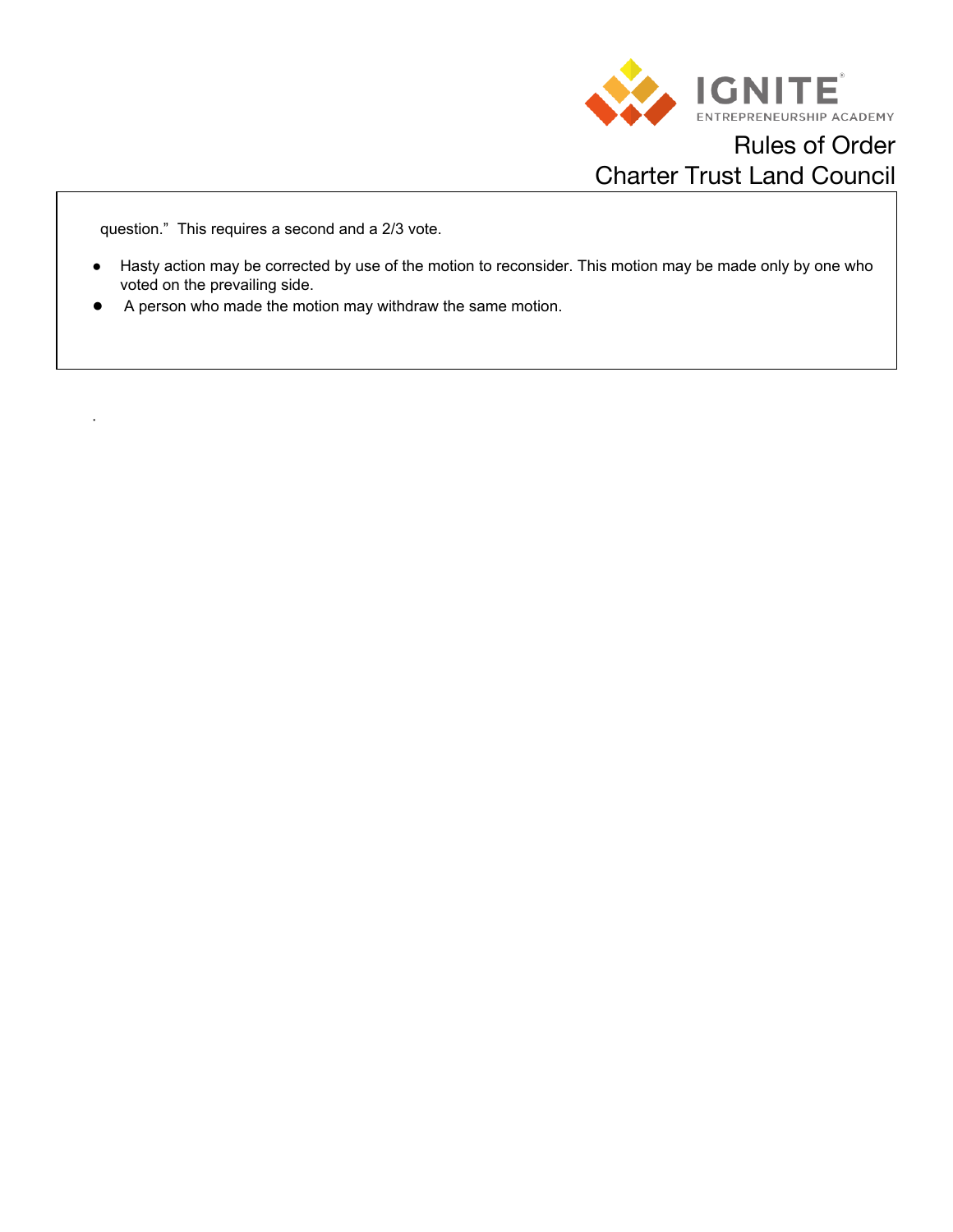question." This requires a second and a 2/3 vote.

- Hasty action may be corrected by use of the motion to reconsider. This motion may be made only by one who voted on the prevailing side.
- A person who made the motion may withdraw the same motion.

.